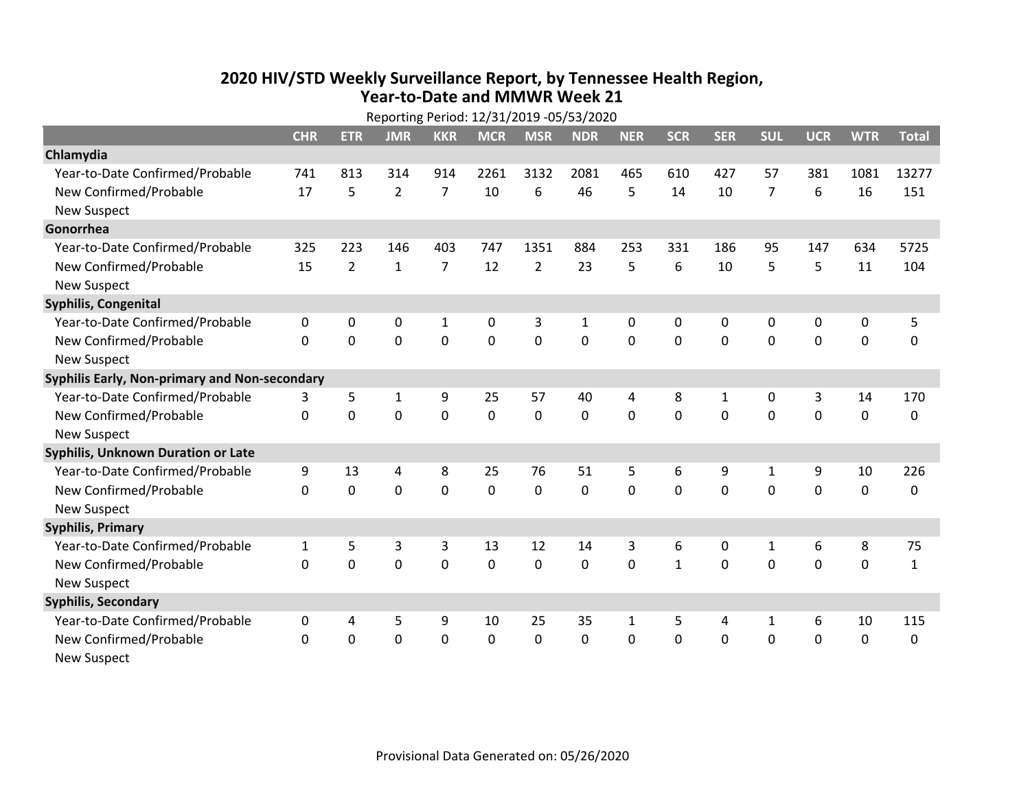# 2020 HIV/STD Weekly Surveillance Report, by Tennessee Health Region, Year-to-Date and MMWR Week 21

Reporting Period: 12/31/2019 -05/53/2020

| | CHR | ETR | JMR | KKR | MCR | MSR | NDR | NER | SCR | SER | SUL | UCR | WTR | Total |
|---|---|---|---|---|---|---|---|---|---|---|---|---|---|---|
| **Chlamydia** | | | | | | | | | | | | | | |
| Year-to-Date Confirmed/Probable | 741 | 813 | 314 | 914 | 2261 | 3132 | 2081 | 465 | 610 | 427 | 57 | 381 | 1081 | 13277 |
| New Confirmed/Probable | 17 | 5 | 2 | 7 | 10 | 6 | 46 | 5 | 14 | 10 | 7 | 6 | 16 | 151 |
| New Suspect | | | | | | | | | | | | | | |
| **Gonorrhea** | | | | | | | | | | | | | | |
| Year-to-Date Confirmed/Probable | 325 | 223 | 146 | 403 | 747 | 1351 | 884 | 253 | 331 | 186 | 95 | 147 | 634 | 5725 |
| New Confirmed/Probable | 15 | 2 | 1 | 7 | 12 | 2 | 23 | 5 | 6 | 10 | 5 | 5 | 11 | 104 |
| New Suspect | | | | | | | | | | | | | | |
| **Syphilis, Congenital** | | | | | | | | | | | | | | |
| Year-to-Date Confirmed/Probable | 0 | 0 | 0 | 1 | 0 | 3 | 1 | 0 | 0 | 0 | 0 | 0 | 0 | 5 |
| New Confirmed/Probable | 0 | 0 | 0 | 0 | 0 | 0 | 0 | 0 | 0 | 0 | 0 | 0 | 0 | 0 |
| New Suspect | | | | | | | | | | | | | | |
| **Syphilis Early, Non-primary and Non-secondary** | | | | | | | | | | | | | | |
| Year-to-Date Confirmed/Probable | 3 | 5 | 1 | 9 | 25 | 57 | 40 | 4 | 8 | 1 | 0 | 3 | 14 | 170 |
| New Confirmed/Probable | 0 | 0 | 0 | 0 | 0 | 0 | 0 | 0 | 0 | 0 | 0 | 0 | 0 | 0 |
| New Suspect | | | | | | | | | | | | | | |
| **Syphilis, Unknown Duration or Late** | | | | | | | | | | | | | | |
| Year-to-Date Confirmed/Probable | 9 | 13 | 4 | 8 | 25 | 76 | 51 | 5 | 6 | 9 | 1 | 9 | 10 | 226 |
| New Confirmed/Probable | 0 | 0 | 0 | 0 | 0 | 0 | 0 | 0 | 0 | 0 | 0 | 0 | 0 | 0 |
| New Suspect | | | | | | | | | | | | | | |
| **Syphilis, Primary** | | | | | | | | | | | | | | |
| Year-to-Date Confirmed/Probable | 1 | 5 | 3 | 3 | 13 | 12 | 14 | 3 | 6 | 0 | 1 | 6 | 8 | 75 |
| New Confirmed/Probable | 0 | 0 | 0 | 0 | 0 | 0 | 0 | 0 | 1 | 0 | 0 | 0 | 0 | 1 |
| New Suspect | | | | | | | | | | | | | | |
| **Syphilis, Secondary** | | | | | | | | | | | | | | |
| Year-to-Date Confirmed/Probable | 0 | 4 | 5 | 9 | 10 | 25 | 35 | 1 | 5 | 4 | 1 | 6 | 10 | 115 |
| New Confirmed/Probable | 0 | 0 | 0 | 0 | 0 | 0 | 0 | 0 | 0 | 0 | 0 | 0 | 0 | 0 |
| New Suspect | | | | | | | | | | | | | | |

Provisional Data Generated on: 05/26/2020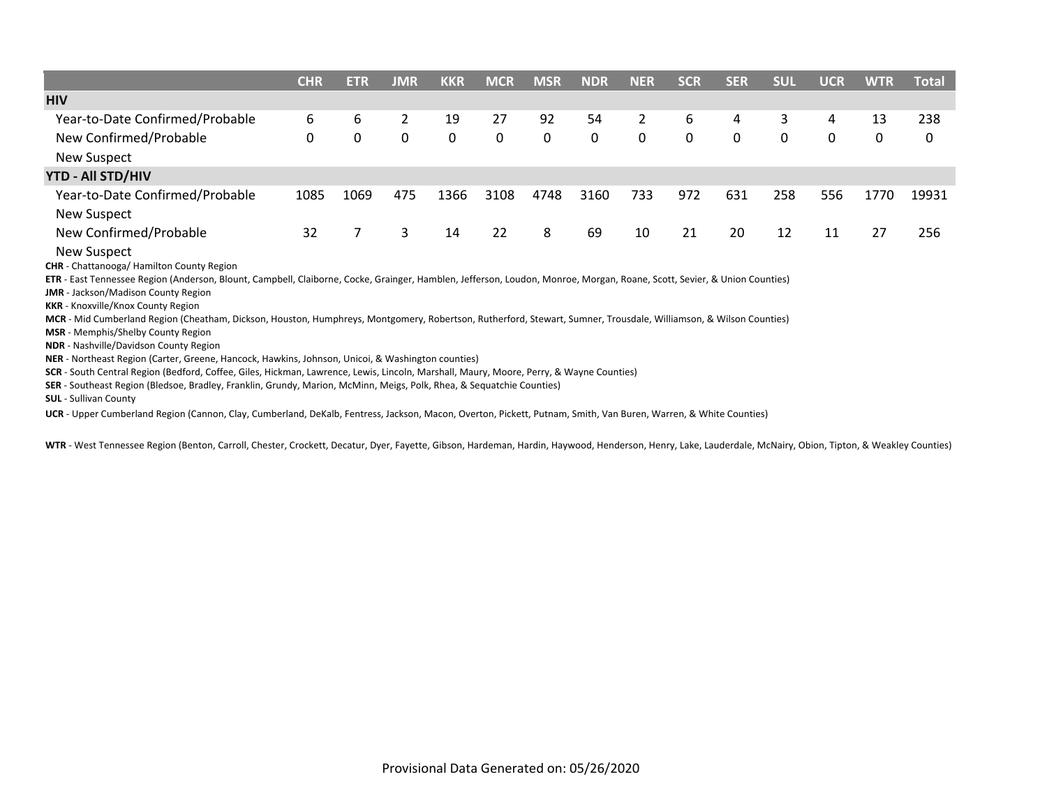| | CHR | ETR | JMR | KKR | MCR | MSR | NDR | NER | SCR | SER | SUL | UCR | WTR | Total |
|---|---|---|---|---|---|---|---|---|---|---|---|---|---|---|
| **HIV** | | | | | | | | | | | | | | |
| Year-to-Date Confirmed/Probable | 6 | 6 | 2 | 19 | 27 | 92 | 54 | 2 | 6 | 4 | 3 | 4 | 13 | 238 |
| New Confirmed/Probable | 0 | 0 | 0 | 0 | 0 | 0 | 0 | 0 | 0 | 0 | 0 | 0 | 0 | 0 |
| New Suspect | | | | | | | | | | | | | | |
| **YTD - All STD/HIV** | | | | | | | | | | | | | | |
| Year-to-Date Confirmed/Probable | 1085 | 1069 | 475 | 1366 | 3108 | 4748 | 3160 | 733 | 972 | 631 | 258 | 556 | 1770 | 19931 |
| New Suspect | | | | | | | | | | | | | | |
| New Confirmed/Probable | 32 | 7 | 3 | 14 | 22 | 8 | 69 | 10 | 21 | 20 | 12 | 11 | 27 | 256 |
| New Suspect | | | | | | | | | | | | | | |

**CHR** - Chattanooga/ Hamilton County Region

**ETR** - East Tennessee Region (Anderson, Blount, Campbell, Claiborne, Cocke, Grainger, Hamblen, Jefferson, Loudon, Monroe, Morgan, Roane, Scott, Sevier, & Union Counties)

**JMR** - Jackson/Madison County Region

**KKR** - Knoxville/Knox County Region

**MCR** - Mid Cumberland Region (Cheatham, Dickson, Houston, Humphreys, Montgomery, Robertson, Rutherford, Stewart, Sumner, Trousdale, Williamson, & Wilson Counties)

**MSR** - Memphis/Shelby County Region

**NDR** - Nashville/Davidson County Region

**NER** - Northeast Region (Carter, Greene, Hancock, Hawkins, Johnson, Unicoi, & Washington counties)

**SCR** - South Central Region (Bedford, Coffee, Giles, Hickman, Lawrence, Lewis, Lincoln, Marshall, Maury, Moore, Perry, & Wayne Counties)

**SER** - Southeast Region (Bledsoe, Bradley, Franklin, Grundy, Marion, McMinn, Meigs, Polk, Rhea, & Sequatchie Counties)

**SUL** - Sullivan County

**UCR** - Upper Cumberland Region (Cannon, Clay, Cumberland, DeKalb, Fentress, Jackson, Macon, Overton, Pickett, Putnam, Smith, Van Buren, Warren, & White Counties)

**WTR** - West Tennessee Region (Benton, Carroll, Chester, Crockett, Decatur, Dyer, Fayette, Gibson, Hardeman, Hardin, Haywood, Henderson, Henry, Lake, Lauderdale, McNairy, Obion, Tipton, & Weakley Counties)

Provisional Data Generated on: 05/26/2020